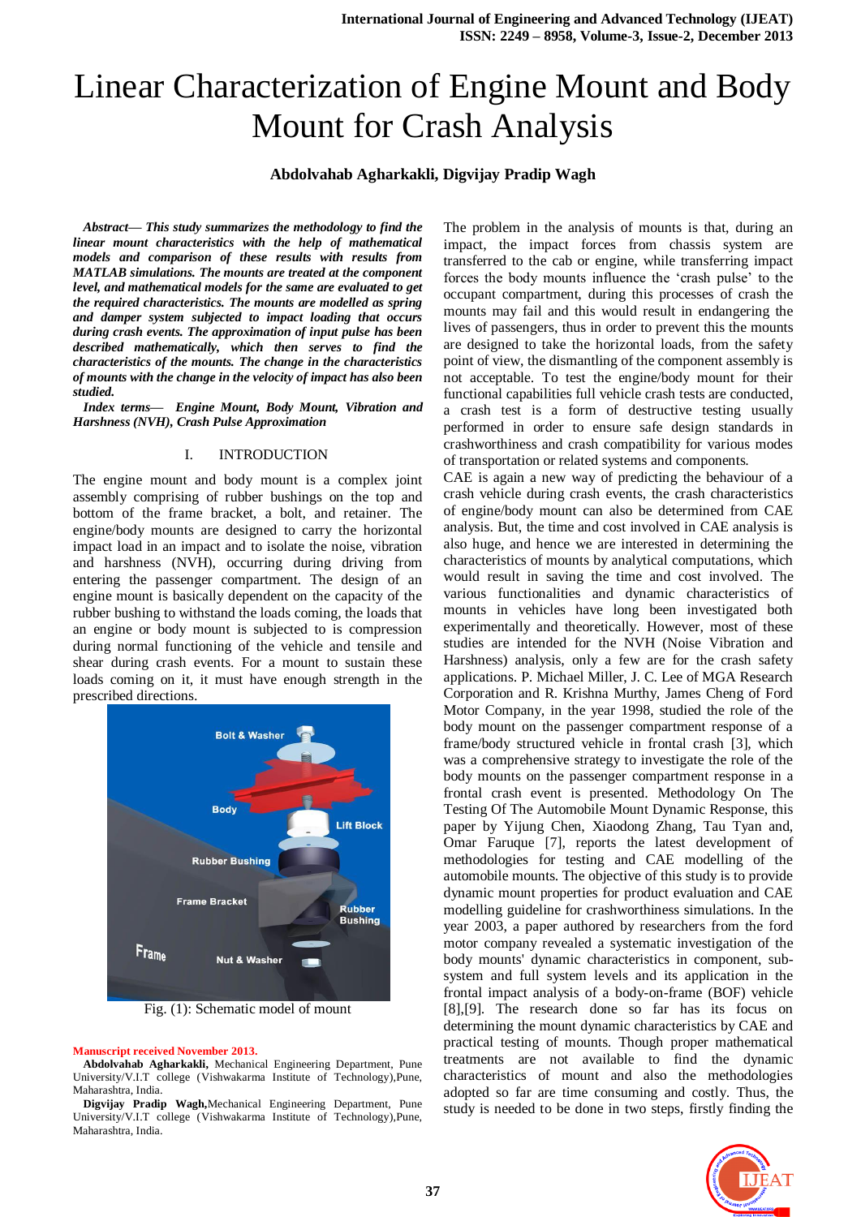# Linear Characterization of Engine Mount and Body Mount for Crash Analysis

**Abdolvahab Agharkakli, Digvijay Pradip Wagh**

***Abstract*— *This study summarizes the methodology to find the linear mount characteristics with the help of mathematical models and comparison of these results with results from MATLAB simulations. The mounts are treated at the component level, and mathematical models for the same are evaluated to get the required characteristics. The mounts are modelled as spring and damper system subjected to impact loading that occurs during crash events. The approximation of input pulse has been described mathematically, which then serves to find the characteristics of the mounts. The change in the characteristics of mounts with the change in the velocity of impact has also been studied.***

***Index terms*— *Engine Mount, Body Mount, Vibration and Harshness (NVH), Crash Pulse Approximation***

## I. INTRODUCTION

The engine mount and body mount is a complex joint assembly comprising of rubber bushings on the top and bottom of the frame bracket, a bolt, and retainer. The engine/body mounts are designed to carry the horizontal impact load in an impact and to isolate the noise, vibration and harshness (NVH), occurring during driving from entering the passenger compartment. The design of an engine mount is basically dependent on the capacity of the rubber bushing to withstand the loads coming, the loads that an engine or body mount is subjected to is compression during normal functioning of the vehicle and tensile and shear during crash events. For a mount to sustain these loads coming on it, it must have enough strength in the prescribed directions.

Fig. (1): Schematic model of mount

The problem in the analysis of mounts is that, during an impact, the impact forces from chassis system are transferred to the cab or engine, while transferring impact forces the body mounts influence the 'crash pulse' to the occupant compartment, during this processes of crash the mounts may fail and this would result in endangering the lives of passengers, thus in order to prevent this the mounts are designed to take the horizontal loads, from the safety point of view, the dismantling of the component assembly is not acceptable. To test the engine/body mount for their functional capabilities full vehicle crash tests are conducted, a crash test is a form of destructive testing usually performed in order to ensure safe design standards in crashworthiness and crash compatibility for various modes of transportation or related systems and components.

CAE is again a new way of predicting the behaviour of a crash vehicle during crash events, the crash characteristics of engine/body mount can also be determined from CAE analysis. But, the time and cost involved in CAE analysis is also huge, and hence we are interested in determining the characteristics of mounts by analytical computations, which would result in saving the time and cost involved. The various functionalities and dynamic characteristics of mounts in vehicles have long been investigated both experimentally and theoretically. However, most of these studies are intended for the NVH (Noise Vibration and Harshness) analysis, only a few are for the crash safety applications. P. Michael Miller, J. C. Lee of MGA Research Corporation and R. Krishna Murthy, James Cheng of Ford Motor Company, in the year 1998, studied the role of the body mount on the passenger compartment response of a frame/body structured vehicle in frontal crash [3], which was a comprehensive strategy to investigate the role of the body mounts on the passenger compartment response in a frontal crash event is presented. Methodology On The Testing Of The Automobile Mount Dynamic Response, this paper by Yijung Chen, Xiaodong Zhang, Tau Tyan and, Omar Faruque [7], reports the latest development of methodologies for testing and CAE modelling of the automobile mounts. The objective of this study is to provide dynamic mount properties for product evaluation and CAE modelling guideline for crashworthiness simulations. In the year 2003, a paper authored by researchers from the ford motor company revealed a systematic investigation of the body mounts' dynamic characteristics in component, sub-system and full system levels and its application in the frontal impact analysis of a body-on-frame (BOF) vehicle [8],[9]. The research done so far has its focus on determining the mount dynamic characteristics by CAE and practical testing of mounts. Though proper mathematical treatments are not available to find the dynamic characteristics of mount and also the methodologies adopted so far are time consuming and costly. Thus, the study is needed to be done in two steps, firstly finding the

**Manuscript received November 2013.**

**Abdolvahab Agharkakli,** Mechanical Engineering Department, Pune University/V.I.T college (Vishwakarma Institute of Technology),Pune, Maharashtra, India.

**Digvijay Pradip Wagh,**Mechanical Engineering Department, Pune University/V.I.T college (Vishwakarma Institute of Technology),Pune, Maharashtra, India.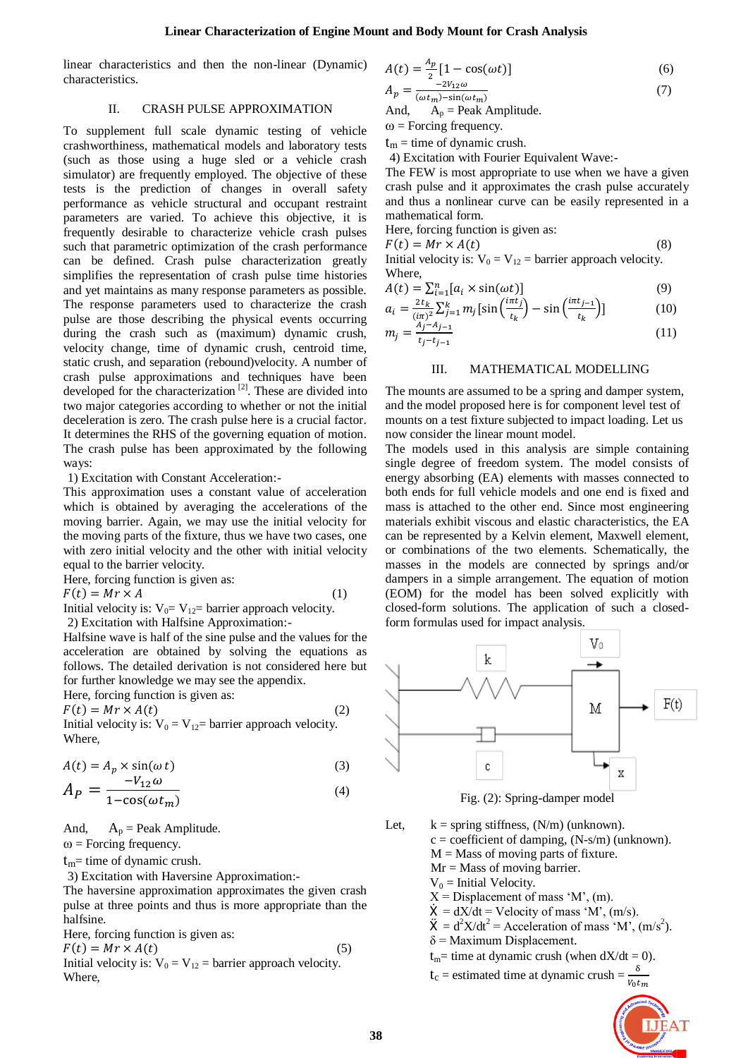linear characteristics and then the non-linear (Dynamic) characteristics.

## II. CRASH PULSE APPROXIMATION

To supplement full scale dynamic testing of vehicle crashworthiness, mathematical models and laboratory tests (such as those using a huge sled or a vehicle crash simulator) are frequently employed. The objective of these tests is the prediction of changes in overall safety performance as vehicle structural and occupant restraint parameters are varied. To achieve this objective, it is frequently desirable to characterize vehicle crash pulses such that parametric optimization of the crash performance can be defined. Crash pulse characterization greatly simplifies the representation of crash pulse time histories and yet maintains as many response parameters as possible. The response parameters used to characterize the crash pulse are those describing the physical events occurring during the crash such as (maximum) dynamic crush, velocity change, time of dynamic crush, centroid time, static crush, and separation (rebound)velocity. A number of crash pulse approximations and techniques have been developed for the characterization [2]. These are divided into two major categories according to whether or not the initial deceleration is zero. The crash pulse here is a crucial factor. It determines the RHS of the governing equation of motion. The crash pulse has been approximated by the following ways:

1) Excitation with Constant Acceleration:-

This approximation uses a constant value of acceleration which is obtained by averaging the accelerations of the moving barrier. Again, we may use the initial velocity for the moving parts of the fixture, thus we have two cases, one with zero initial velocity and the other with initial velocity equal to the barrier velocity.

Here, forcing function is given as:

$$F(t) = Mr \times A \tag{1}$$

Initial velocity is: $V_0 = V_{12}$= barrier approach velocity.

2) Excitation with Halfsine Approximation:-

Halfsine wave is half of the sine pulse and the values for the acceleration are obtained by solving the equations as follows. The detailed derivation is not considered here but for further knowledge we may see the appendix.

Here, forcing function is given as:

$$F(t) = Mr \times A(t) \tag{2}$$

Initial velocity is: $V_0 = V_{12}$= barrier approach velocity.

Where,

$$A(t) = A_p \times \sin(\omega\, t) \tag{3}$$

$$A_P = \frac{-V_{12}\,\omega}{1-\cos(\omega t_m)} \tag{4}$$

And, $A_p$ = Peak Amplitude.

$\omega$ = Forcing frequency.

$t_m$= time of dynamic crush.

3) Excitation with Haversine Approximation:-

The haversine approximation approximates the given crash pulse at three points and thus is more appropriate than the halfsine.

Here, forcing function is given as:

$$F(t) = Mr \times A(t) \tag{5}$$

Initial velocity is: $V_0 = V_{12}$ = barrier approach velocity.

Where,

$$A(t) = \frac{A_p}{2}[1 - \cos(\omega t)] \tag{6}$$

$$A_p = \frac{-2V_{12}\,\omega}{(\omega t_m) - \sin(\omega t_m)} \tag{7}$$

And, $A_p$ = Peak Amplitude.

$\omega$ = Forcing frequency.

$t_m$ = time of dynamic crush.

4) Excitation with Fourier Equivalent Wave:-

The FEW is most appropriate to use when we have a given crash pulse and it approximates the crash pulse accurately and thus a nonlinear curve can be easily represented in a mathematical form.

Here, forcing function is given as:

$$F(t) = Mr \times A(t) \tag{8}$$

Initial velocity is: $V_0 = V_{12}$ = barrier approach velocity.

Where,

$$A(t) = \sum_{i=1}^{n}[a_i \times \sin(\omega t)] \tag{9}$$

$$a_i = \frac{2t_k}{(i\pi)^2}\sum_{j=1}^{k} m_j \left[\sin\left(\frac{i\pi t_j}{t_k}\right) - \sin\left(\frac{i\pi t_{j-1}}{t_k}\right)\right] \tag{10}$$

$$m_j = \frac{A_j - A_{j-1}}{t_j - t_{j-1}} \tag{11}$$

## III. MATHEMATICAL MODELLING

The mounts are assumed to be a spring and damper system, and the model proposed here is for component level test of mounts on a test fixture subjected to impact loading. Let us now consider the linear mount model.

The models used in this analysis are simple containing single degree of freedom system. The model consists of energy absorbing (EA) elements with masses connected to both ends for full vehicle models and one end is fixed and mass is attached to the other end. Since most engineering materials exhibit viscous and elastic characteristics, the EA can be represented by a Kelvin element, Maxwell element, or combinations of the two elements. Schematically, the masses in the models are connected by springs and/or dampers in a simple arrangement. The equation of motion (EOM) for the model has been solved explicitly with closed-form solutions. The application of such a closed-form formulas used for impact analysis.

Fig. (2): Spring-damper model

Let,

- k = spring stiffness, (N/m) (unknown).
- c = coefficient of damping, (N-s/m) (unknown).
- M = Mass of moving parts of fixture.
- Mr = Mass of moving barrier.
- $V_0$ = Initial Velocity.
- X = Displacement of mass 'M', (m).
- $\dot{X}$ = dX/dt = Velocity of mass 'M', (m/s).
- $\ddot{X}$ = $d^2X/dt^2$ = Acceleration of mass 'M', (m/s$^2$).
- $\delta$ = Maximum Displacement.
- $t_m$= time at dynamic crush (when dX/dt = 0).
- $t_c$ = estimated time at dynamic crush = $\frac{\delta}{V_0 t_m}$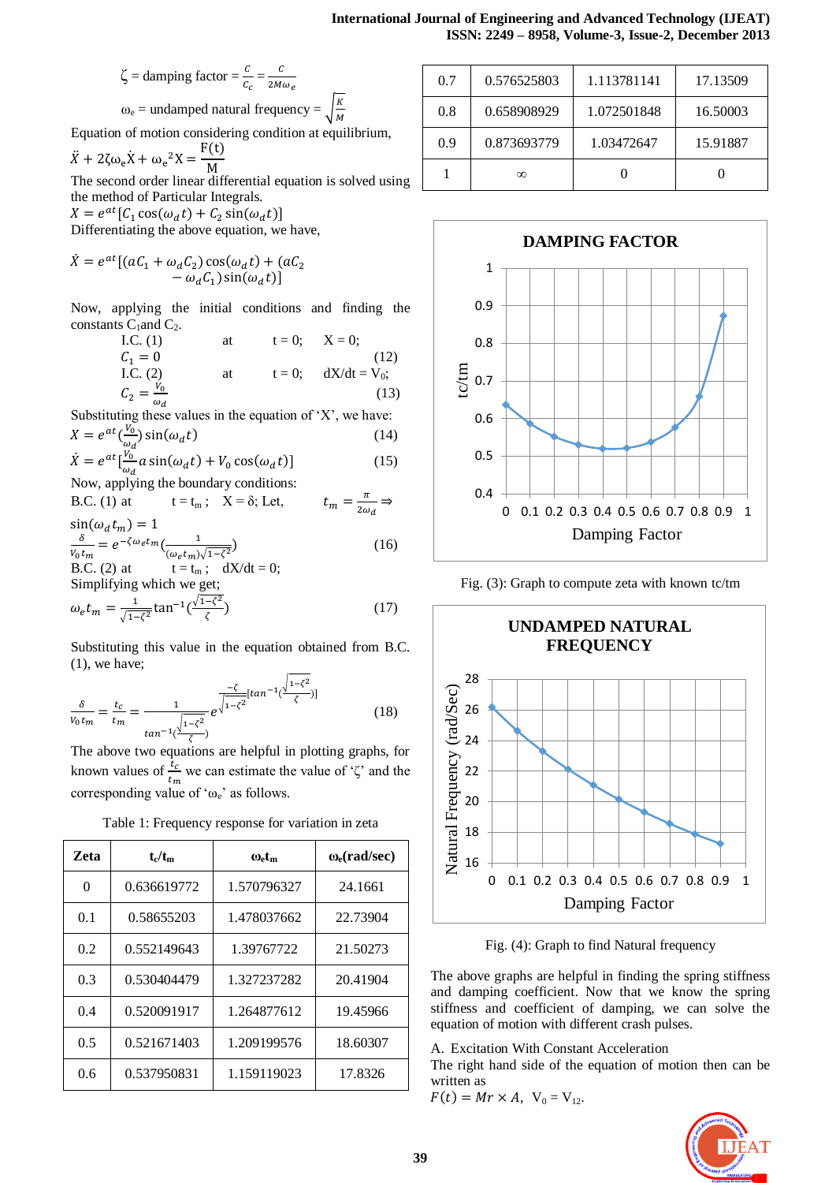$\zeta$ = damping factor = $\frac{c}{c_c} = \frac{c}{2M\omega_e}$

$\omega_e$ = undamped natural frequency = $\sqrt{\frac{K}{M}}$

Equation of motion considering condition at equilibrium,

$$\ddot{X} + 2\zeta\omega_e\dot{X} + \omega_e^2 X = \frac{F(t)}{M}$$

The second order linear differential equation is solved using the method of Particular Integrals.

$$X = e^{at}[C_1\cos(\omega_d t) + C_2\sin(\omega_d t)]$$

Differentiating the above equation, we have,

$$\dot{X} = e^{at}[(aC_1 + \omega_d C_2)\cos(\omega_d t) + (aC_2 - \omega_d C_1)\sin(\omega_d t)]$$

Now, applying the initial conditions and finding the constants $C_1$ and $C_2$.

I.C. (1) at $t = 0$; $X = 0$;

$$C_1 = 0 \quad (12)$$

I.C. (2) at $t = 0$; $dX/dt = V_0$;

$$C_2 = \frac{V_0}{\omega_d} \quad (13)$$

Substituting these values in the equation of 'X', we have:

$$X = e^{at}\left(\frac{V_0}{\omega_d}\right)\sin(\omega_d t) \quad (14)$$

$$\dot{X} = e^{at}\left[\frac{V_0}{\omega_d}a\sin(\omega_d t) + V_0\cos(\omega_d t)\right] \quad (15)$$

Now, applying the boundary conditions:

B.C. (1) at $t = t_m$; $X = \delta$; Let, $t_m = \frac{\pi}{2\omega_d} \Rightarrow$

$$\sin(\omega_d t_m) = 1$$

$$\frac{\delta}{V_0 t_m} = e^{-\zeta\omega_e t_m}\left(\frac{1}{(\omega_e t_m)\sqrt{1-\zeta^2}}\right) \quad (16)$$

B.C. (2) at $t = t_m$; $dX/dt = 0$;

Simplifying which we get;

$$\omega_e t_m = \frac{1}{\sqrt{1-\zeta^2}}\tan^{-1}\left(\frac{\sqrt{1-\zeta^2}}{\zeta}\right) \quad (17)$$

Substituting this value in the equation obtained from B.C. (1), we have;

$$\frac{\delta}{V_0 t_m} = \frac{t_c}{t_m} = \frac{1}{\tan^{-1}\left(\frac{\sqrt{1-\zeta^2}}{\zeta}\right)} e^{\frac{-\zeta}{\sqrt{1-\zeta^2}}\left[\tan^{-1}\left(\frac{\sqrt{1-\zeta^2}}{\zeta}\right)\right]} \quad (18)$$

The above two equations are helpful in plotting graphs, for known values of $\frac{t_c}{t_m}$ we can estimate the value of '$\zeta$' and the corresponding value of '$\omega_e$' as follows.

Table 1: Frequency response for variation in zeta

| Zeta | $t_c/t_m$ | $\omega_e t_m$ | $\omega_e$(rad/sec) |
|---|---|---|---|
| 0 | 0.636619772 | 1.570796327 | 24.1661 |
| 0.1 | 0.58655203 | 1.478037662 | 22.73904 |
| 0.2 | 0.552149643 | 1.39767722 | 21.50273 |
| 0.3 | 0.530404479 | 1.327237282 | 20.41904 |
| 0.4 | 0.520091917 | 1.264877612 | 19.45966 |
| 0.5 | 0.521671403 | 1.209199576 | 18.60307 |
| 0.6 | 0.537950831 | 1.159119023 | 17.8326 |
| 0.7 | 0.576525803 | 1.113781141 | 17.13509 |
| 0.8 | 0.658908929 | 1.072501848 | 16.50003 |
| 0.9 | 0.873693779 | 1.03472647 | 15.91887 |
| 1 | ∞ | 0 | 0 |

Fig. (3): Graph to compute zeta with known tc/tm

Fig. (4): Graph to find Natural frequency

The above graphs are helpful in finding the spring stiffness and damping coefficient. Now that we know the spring stiffness and coefficient of damping, we can solve the equation of motion with different crash pulses.

A. Excitation With Constant Acceleration

The right hand side of the equation of motion then can be written as

$F(t) = Mr \times A$, $V_0 = V_{12}$.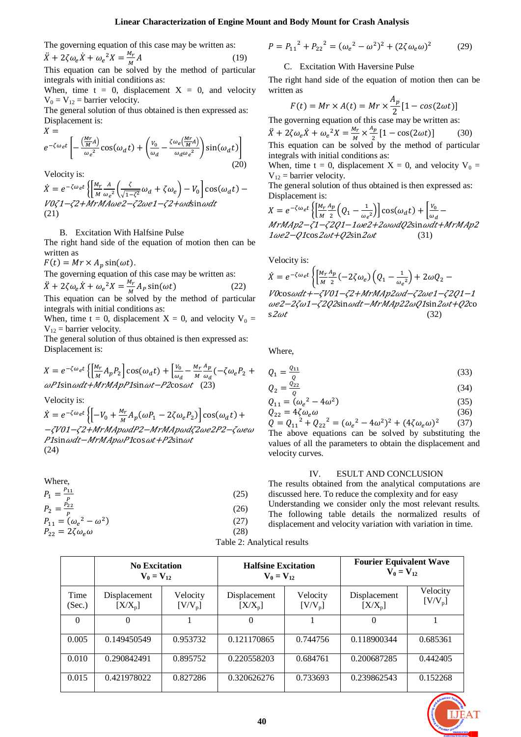The governing equation of this case may be written as:

$$\ddot{X} + 2\zeta\omega_e\dot{X} + {\omega_e}^2 X = \frac{M_r}{M}A \qquad (19)$$

This equation can be solved by the method of particular integrals with initial conditions as:

When, time t = 0, displacement X = 0, and velocity $V_0 = V_{12}$ = barrier velocity.

The general solution of thus obtained is then expressed as:

Displacement is:

$$X = e^{-\zeta\omega_e t}\left[-\frac{\left(\frac{Mr}{M}A\right)}{{\omega_e}^2}\cos(\omega_d t) + \left(\frac{V_0}{\omega_d} - \frac{\zeta\omega_e\left(\frac{Mr}{M}A\right)}{\omega_d{\omega_e}^2}\right)\sin(\omega_d t)\right] \qquad (20)$$

Velocity is:

$$\dot{X} = e^{-\zeta\omega_e t}\left\{\left[\frac{M_r}{M}\frac{A}{{\omega_e}^2}\left(\frac{\zeta}{\sqrt{1-\zeta^2}}\omega_d + \zeta\omega_e\right) - V_0\right]\cos(\omega_d t) - V0\zeta1-\zeta2+MrMA\omega e2-\zeta2\omega e1-\zeta2+\omega d\sin\omega dt \right. \qquad (21)$$

B. Excitation With Halfsine Pulse

The right hand side of the equation of motion then can be written as

$F(t) = Mr \times A_p\sin(\omega t)$.

The governing equation of this case may be written as:

$$\ddot{X} + 2\zeta\omega_e\dot{X} + {\omega_e}^2 X = \frac{M_r}{M}A_p\sin(\omega t) \qquad (22)$$

This equation can be solved by the method of particular integrals with initial conditions as:

When, time t = 0, displacement X = 0, and velocity $V_0 = V_{12}$ = barrier velocity.

The general solution of thus obtained is then expressed as:

Displacement is:

$$X = e^{-\zeta\omega_e t}\left\{\left[\frac{M_r}{M}A_p P_2\right]\cos(\omega_d t) + \left[\frac{V_0}{\omega_d} - \frac{M_r}{M}\frac{A_p}{\omega_d}(-\zeta\omega_e P_2 + \omega P1\sin\omega dt + MrMApP1\sin\omega t - P2\cos\omega t \right. \qquad (23)$$

Velocity is:

$$\dot{X} = e^{-\zeta\omega_e t}\left\{\left[-V_0 + \frac{M_r}{M}A_p(\omega P_1 - 2\zeta\omega_e P_2)\right]\cos(\omega_d t) + -\zeta V01-\zeta2+MrMAp\omega dP2-MrMAp\omega d\zeta2\omega e2P2-\zeta\omega e\omega P1\sin\omega dt - MrMAp\omega P1\cos\omega t + P2\sin\omega t \right. \qquad (24)$$

Where,

$$P_1 = \frac{P_{11}}{P} \qquad (25)$$

$$P_2 = \frac{P_{22}}{P} \qquad (26)$$

$$P_{11} = ({\omega_e}^2 - \omega^2) \qquad (27)$$

$$P_{22} = 2\zeta\omega_e\omega \qquad (28)$$

$$P = {P_{11}}^2 + {P_{22}}^2 = ({\omega_e}^2 - \omega^2)^2 + (2\zeta\omega_e\omega)^2 \qquad (29)$$

C. Excitation With Haversine Pulse

The right hand side of the equation of motion then can be written as

$$F(t) = Mr \times A(t) = Mr \times \frac{A_p}{2}[1 - \cos(2\omega t)]$$

The governing equation of this case may be written as:

$$\ddot{X} + 2\zeta\omega_e\dot{X} + {\omega_e}^2 X = \frac{M_r}{M} \times \frac{A_p}{2}[1 - \cos(2\omega t)] \qquad (30)$$

This equation can be solved by the method of particular integrals with initial conditions as:

When, time t = 0, displacement X = 0, and velocity $V_0 = V_{12}$ = barrier velocity.

The general solution of thus obtained is then expressed as:

Displacement is:

$$X = e^{-\zeta\omega_e t}\left\{\left[\frac{M_r}{M}\frac{A_p}{2}\left(Q_1 - \frac{1}{{\omega_e}^2}\right)\right]\cos(\omega_d t) + \left[\frac{V_0}{\omega_d} - MrMAp2-\zeta1-\zeta2Q1-1\omega e2+2\omega\omega dQ2\sin\omega dt + MrMAp2\,1\omega e2-Q1\cos2\omega t + Q2\sin2\omega t \right.\right. \qquad (31)$$

Velocity is:

$$\dot{X} = e^{-\zeta\omega_e t}\left\{\left[\frac{M_r}{M}\frac{A_p}{2}(-2\zeta\omega_e)\left(Q_1 - \frac{1}{{\omega_e}^2}\right) + 2\omega Q_2 - V0\cos\omega dt + -\zeta V01-\zeta2 + MrMAp2\omega d-\zeta2\omega e1-\zeta2Q1-1\omega e2-2\zeta\omega1-\zeta2Q2\sin\omega dt - MrMAp22\omega Q1\sin2\omega t + Q2\cos2\omega t \right.\right. \qquad (32)$$

Where,

$$Q_1 = \frac{Q_{11}}{Q} \qquad (33)$$

$$Q_2 = \frac{Q_{22}}{Q} \qquad (34)$$

$$Q_{11} = ({\omega_e}^2 - 4\omega^2) \qquad (35)$$

$$Q_{22} = 4\zeta\omega_e\omega \qquad (36)$$

$$Q = {Q_{11}}^2 + {Q_{22}}^2 = ({\omega_e}^2 - 4\omega^2)^2 + (4\zeta\omega_e\omega)^2 \qquad (37)$$

The above equations can be solved by substituting the values of all the parameters to obtain the displacement and velocity curves.

## IV. ESULT AND CONCLUSION

The results obtained from the analytical computations are discussed here. To reduce the complexity and for easy Understanding we consider only the most relevant results. The following table details the normalized results of displacement and velocity variation with variation in time.

Table 2: Analytical results

| | No Excitation $V_0 = V_{12}$ | | Halfsine Excitation $V_0 = V_{12}$ | | Fourier Equivalent Wave $V_0 = V_{12}$ | |
|---|---|---|---|---|---|---|
| Time (Sec.) | Displacement $[X/X_p]$ | Velocity $[V/V_p]$ | Displacement $[X/X_p]$ | Velocity $[V/V_p]$ | Displacement $[X/X_p]$ | Velocity $[V/V_p]$ |
| 0 | 0 | 1 | 0 | 1 | 0 | 1 |
| 0.005 | 0.149450549 | 0.953732 | 0.121170865 | 0.744756 | 0.118900344 | 0.685361 |
| 0.010 | 0.290842491 | 0.895752 | 0.220558203 | 0.684761 | 0.200687285 | 0.442405 |
| 0.015 | 0.421978022 | 0.827286 | 0.320626276 | 0.733693 | 0.239862543 | 0.152268 |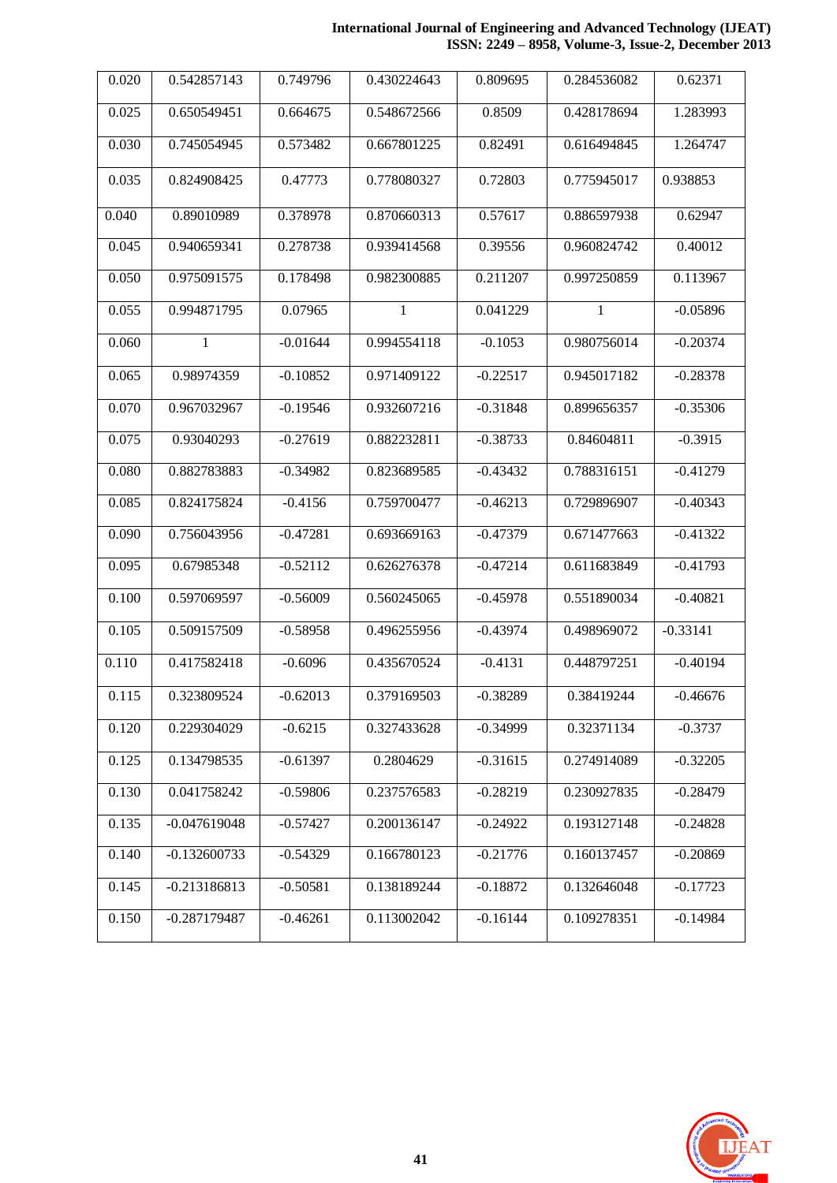| 0.020 | 0.542857143 | 0.749796 | 0.430224643 | 0.809695 | 0.284536082 | 0.62371 |
|---|---|---|---|---|---|---|
| 0.025 | 0.650549451 | 0.664675 | 0.548672566 | 0.8509 | 0.428178694 | 1.283993 |
| 0.030 | 0.745054945 | 0.573482 | 0.667801225 | 0.82491 | 0.616494845 | 1.264747 |
| 0.035 | 0.824908425 | 0.47773 | 0.778080327 | 0.72803 | 0.775945017 | 0.938853 |
| 0.040 | 0.89010989 | 0.378978 | 0.870660313 | 0.57617 | 0.886597938 | 0.62947 |
| 0.045 | 0.940659341 | 0.278738 | 0.939414568 | 0.39556 | 0.960824742 | 0.40012 |
| 0.050 | 0.975091575 | 0.178498 | 0.982300885 | 0.211207 | 0.997250859 | 0.113967 |
| 0.055 | 0.994871795 | 0.07965 | 1 | 0.041229 | 1 | -0.05896 |
| 0.060 | 1 | -0.01644 | 0.994554118 | -0.1053 | 0.980756014 | -0.20374 |
| 0.065 | 0.98974359 | -0.10852 | 0.971409122 | -0.22517 | 0.945017182 | -0.28378 |
| 0.070 | 0.967032967 | -0.19546 | 0.932607216 | -0.31848 | 0.899656357 | -0.35306 |
| 0.075 | 0.93040293 | -0.27619 | 0.882232811 | -0.38733 | 0.84604811 | -0.3915 |
| 0.080 | 0.882783883 | -0.34982 | 0.823689585 | -0.43432 | 0.788316151 | -0.41279 |
| 0.085 | 0.824175824 | -0.4156 | 0.759700477 | -0.46213 | 0.729896907 | -0.40343 |
| 0.090 | 0.756043956 | -0.47281 | 0.693669163 | -0.47379 | 0.671477663 | -0.41322 |
| 0.095 | 0.67985348 | -0.52112 | 0.626276378 | -0.47214 | 0.611683849 | -0.41793 |
| 0.100 | 0.597069597 | -0.56009 | 0.560245065 | -0.45978 | 0.551890034 | -0.40821 |
| 0.105 | 0.509157509 | -0.58958 | 0.496255956 | -0.43974 | 0.498969072 | -0.33141 |
| 0.110 | 0.417582418 | -0.6096 | 0.435670524 | -0.4131 | 0.448797251 | -0.40194 |
| 0.115 | 0.323809524 | -0.62013 | 0.379169503 | -0.38289 | 0.38419244 | -0.46676 |
| 0.120 | 0.229304029 | -0.6215 | 0.327433628 | -0.34999 | 0.32371134 | -0.3737 |
| 0.125 | 0.134798535 | -0.61397 | 0.2804629 | -0.31615 | 0.274914089 | -0.32205 |
| 0.130 | 0.041758242 | -0.59806 | 0.237576583 | -0.28219 | 0.230927835 | -0.28479 |
| 0.135 | -0.047619048 | -0.57427 | 0.200136147 | -0.24922 | 0.193127148 | -0.24828 |
| 0.140 | -0.132600733 | -0.54329 | 0.166780123 | -0.21776 | 0.160137457 | -0.20869 |
| 0.145 | -0.213186813 | -0.50581 | 0.138189244 | -0.18872 | 0.132646048 | -0.17723 |
| 0.150 | -0.287179487 | -0.46261 | 0.113002042 | -0.16144 | 0.109278351 | -0.14984 |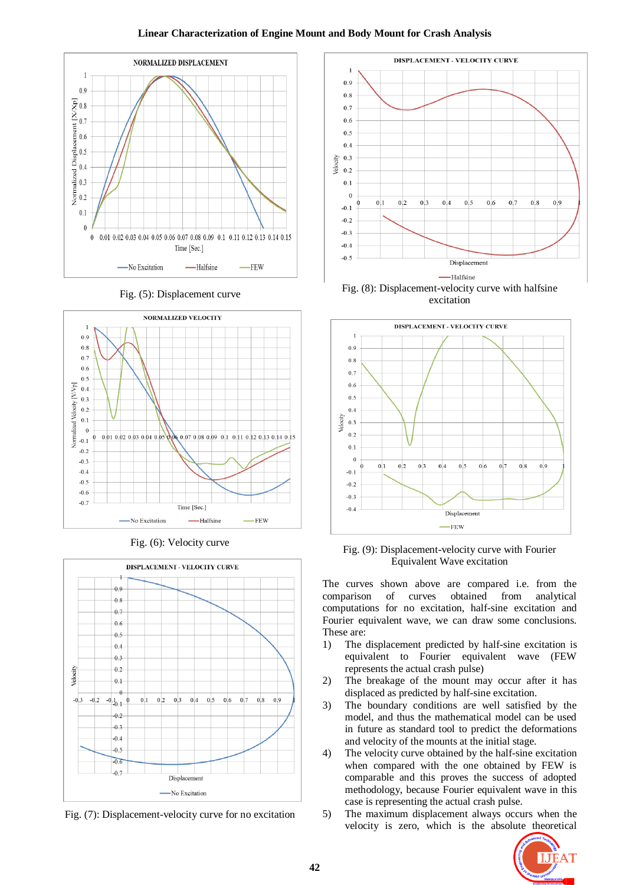Fig. (5): Displacement curve

Fig. (6): Velocity curve

Fig. (7): Displacement-velocity curve for no excitation

Fig. (8): Displacement-velocity curve with halfsine excitation

Fig. (9): Displacement-velocity curve with Fourier Equivalent Wave excitation

The curves shown above are compared i.e. from the comparison of curves obtained from analytical computations for no excitation, half-sine excitation and Fourier equivalent wave, we can draw some conclusions. These are:

1) The displacement predicted by half-sine excitation is equivalent to Fourier equivalent wave (FEW represents the actual crash pulse)
2) The breakage of the mount may occur after it has displaced as predicted by half-sine excitation.
3) The boundary conditions are well satisfied by the model, and thus the mathematical model can be used in future as standard tool to predict the deformations and velocity of the mounts at the initial stage.
4) The velocity curve obtained by the half-sine excitation when compared with the one obtained by FEW is comparable and this proves the success of adopted methodology, because Fourier equivalent wave in this case is representing the actual crash pulse.
5) The maximum displacement always occurs when the velocity is zero, which is the absolute theoretical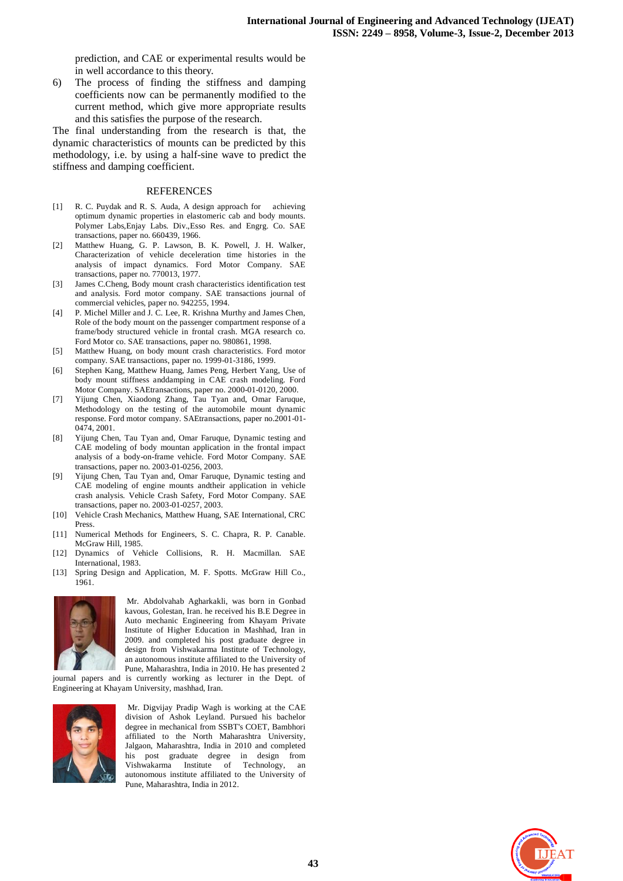prediction, and CAE or experimental results would be in well accordance to this theory.

6) The process of finding the stiffness and damping coefficients now can be permanently modified to the current method, which give more appropriate results and this satisfies the purpose of the research.

The final understanding from the research is that, the dynamic characteristics of mounts can be predicted by this methodology, i.e. by using a half-sine wave to predict the stiffness and damping coefficient.

## REFERENCES

[1] R. C. Puydak and R. S. Auda, A design approach for achieving optimum dynamic properties in elastomeric cab and body mounts. Polymer Labs,Enjay Labs. Div.,Esso Res. and Engrg. Co. SAE transactions, paper no. 660439, 1966.

[2] Matthew Huang, G. P. Lawson, B. K. Powell, J. H. Walker, Characterization of vehicle deceleration time histories in the analysis of impact dynamics. Ford Motor Company. SAE transactions, paper no. 770013, 1977.

[3] James C.Cheng, Body mount crash characteristics identification test and analysis. Ford motor company. SAE transactions journal of commercial vehicles, paper no. 942255, 1994.

[4] P. Michel Miller and J. C. Lee, R. Krishna Murthy and James Chen, Role of the body mount on the passenger compartment response of a frame/body structured vehicle in frontal crash. MGA research co. Ford Motor co. SAE transactions, paper no. 980861, 1998.

[5] Matthew Huang, on body mount crash characteristics. Ford motor company. SAE transactions, paper no. 1999-01-3186, 1999.

[6] Stephen Kang, Matthew Huang, James Peng, Herbert Yang, Use of body mount stiffness anddamping in CAE crash modeling. Ford Motor Company. SAEtransactions, paper no. 2000-01-0120, 2000.

[7] Yijung Chen, Xiaodong Zhang, Tau Tyan and, Omar Faruque, Methodology on the testing of the automobile mount dynamic response. Ford motor company. SAEtransactions, paper no.2001-01-0474, 2001.

[8] Yijung Chen, Tau Tyan and, Omar Faruque, Dynamic testing and CAE modeling of body mountan application in the frontal impact analysis of a body-on-frame vehicle. Ford Motor Company. SAE transactions, paper no. 2003-01-0256, 2003.

[9] Yijung Chen, Tau Tyan and, Omar Faruque, Dynamic testing and CAE modeling of engine mounts andtheir application in vehicle crash analysis. Vehicle Crash Safety, Ford Motor Company. SAE transactions, paper no. 2003-01-0257, 2003.

[10] Vehicle Crash Mechanics, Matthew Huang, SAE International, CRC Press.

[11] Numerical Methods for Engineers, S. C. Chapra, R. P. Canable. McGraw Hill, 1985.

[12] Dynamics of Vehicle Collisions, R. H. Macmillan. SAE International, 1983.

[13] Spring Design and Application, M. F. Spotts. McGraw Hill Co., 1961.

Mr. Abdolvahab Agharkakli, was born in Gonbad kavous, Golestan, Iran. he received his B.E Degree in Auto mechanic Engineering from Khayam Private Institute of Higher Education in Mashhad, Iran in 2009. and completed his post graduate degree in design from Vishwakarma Institute of Technology, an autonomous institute affiliated to the University of Pune, Maharashtra, India in 2010. He has presented 2 journal papers and is currently working as lecturer in the Dept. of Engineering at Khayam University, mashhad, Iran.

Mr. Digvijay Pradip Wagh is working at the CAE division of Ashok Leyland. Pursued his bachelor degree in mechanical from SSBT's COET, Bambhori affiliated to the North Maharashtra University, Jalgaon, Maharashtra, India in 2010 and completed his post graduate degree in design from Vishwakarma Institute of Technology, an autonomous institute affiliated to the University of Pune, Maharashtra, India in 2012.